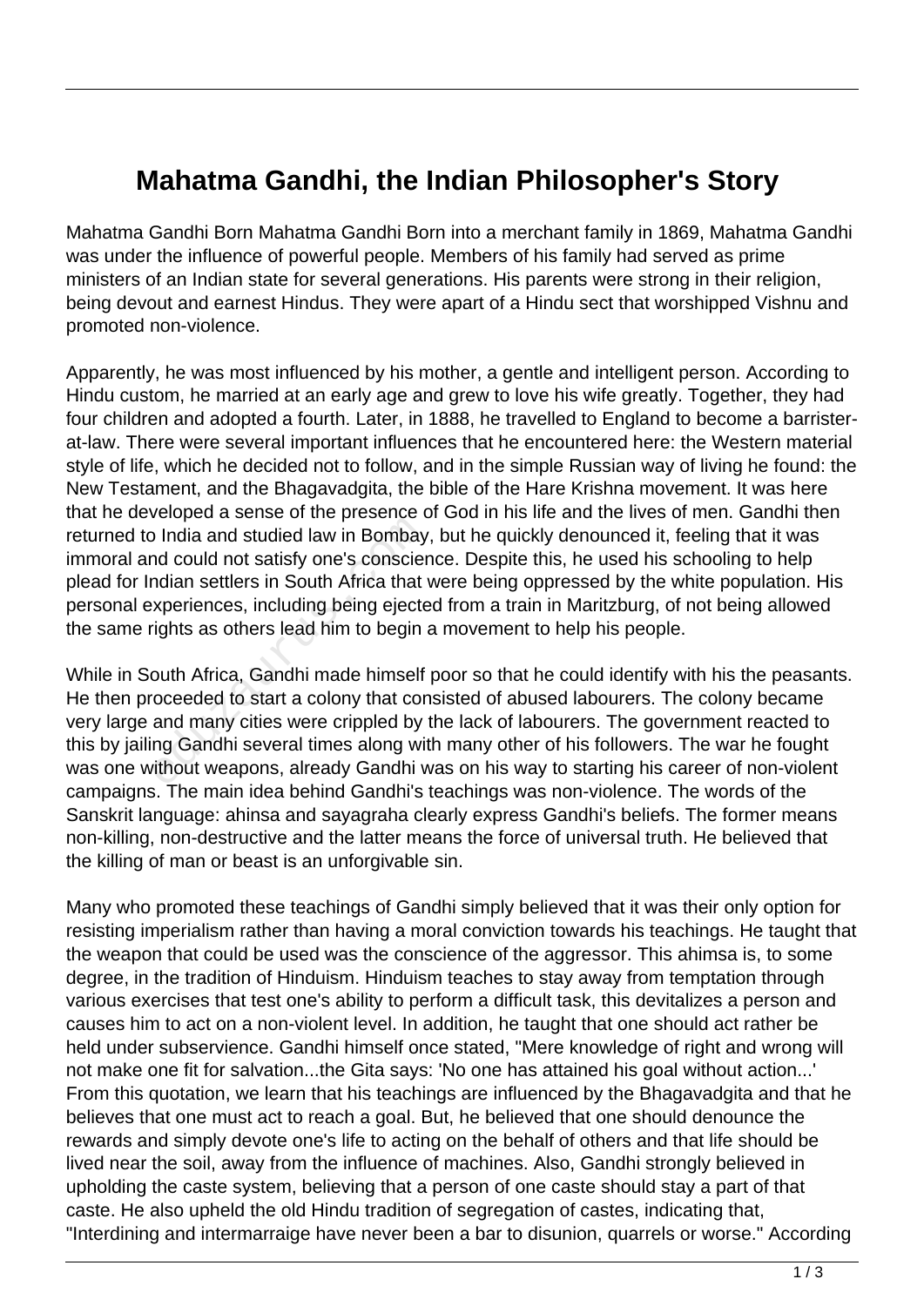# Mahatma Gandhi, the Indian Philosopher's Story

Mahatma Gandhi Born Mahatma Gandhi Born into a merchant family in 1869, Mahatma Gandhi was under the influence of powerful people. Members of his family had served as prime ministers of an Indian state for several generations. His parents were strong in their religion, being devout and earnest Hindus. They were apart of a Hindu sect that worshipped Vishnu and promoted non-violence.

Apparently, he was most influenced by his mother, a gentle and intelligent person. According to Hindu custom, he married at an early age and grew to love his wife greatly. Together, they had four children and adopted a fourth. Later, in 1888, he travelled to England to become a barrister-at-law. There were several important influences that he encountered here: the Western material style of life, which he decided not to follow, and in the simple Russian way of living he found: the New Testament, and the Bhagavadgita, the bible of the Hare Krishna movement. It was here that he developed a sense of the presence of God in his life and the lives of men. Gandhi then returned to India and studied law in Bombay, but he quickly denounced it, feeling that it was immoral and could not satisfy one's conscience. Despite this, he used his schooling to help plead for Indian settlers in South Africa that were being oppressed by the white population. His personal experiences, including being ejected from a train in Maritzburg, of not being allowed the same rights as others lead him to begin a movement to help his people.

While in South Africa, Gandhi made himself poor so that he could identify with his the peasants. He then proceeded to start a colony that consisted of abused labourers. The colony became very large and many cities were crippled by the lack of labourers. The government reacted to this by jailing Gandhi several times along with many other of his followers. The war he fought was one without weapons, already Gandhi was on his way to starting his career of non-violent campaigns. The main idea behind Gandhi's teachings was non-violence. The words of the Sanskrit language: ahinsa and sayagraha clearly express Gandhi's beliefs. The former means non-killing, non-destructive and the latter means the force of universal truth. He believed that the killing of man or beast is an unforgivable sin.

Many who promoted these teachings of Gandhi simply believed that it was their only option for resisting imperialism rather than having a moral conviction towards his teachings. He taught that the weapon that could be used was the conscience of the aggressor. This ahimsa is, to some degree, in the tradition of Hinduism. Hinduism teaches to stay away from temptation through various exercises that test one's ability to perform a difficult task, this devitalizes a person and causes him to act on a non-violent level. In addition, he taught that one should act rather be held under subservience. Gandhi himself once stated, "Mere knowledge of right and wrong will not make one fit for salvation...the Gita says: 'No one has attained his goal without action...' From this quotation, we learn that his teachings are influenced by the Bhagavadgita and that he believes that one must act to reach a goal. But, he believed that one should denounce the rewards and simply devote one's life to acting on the behalf of others and that life should be lived near the soil, away from the influence of machines. Also, Gandhi strongly believed in upholding the caste system, believing that a person of one caste should stay a part of that caste. He also upheld the old Hindu tradition of segregation of castes, indicating that, "Interdining and intermarraige have never been a bar to disunion, quarrels or worse." According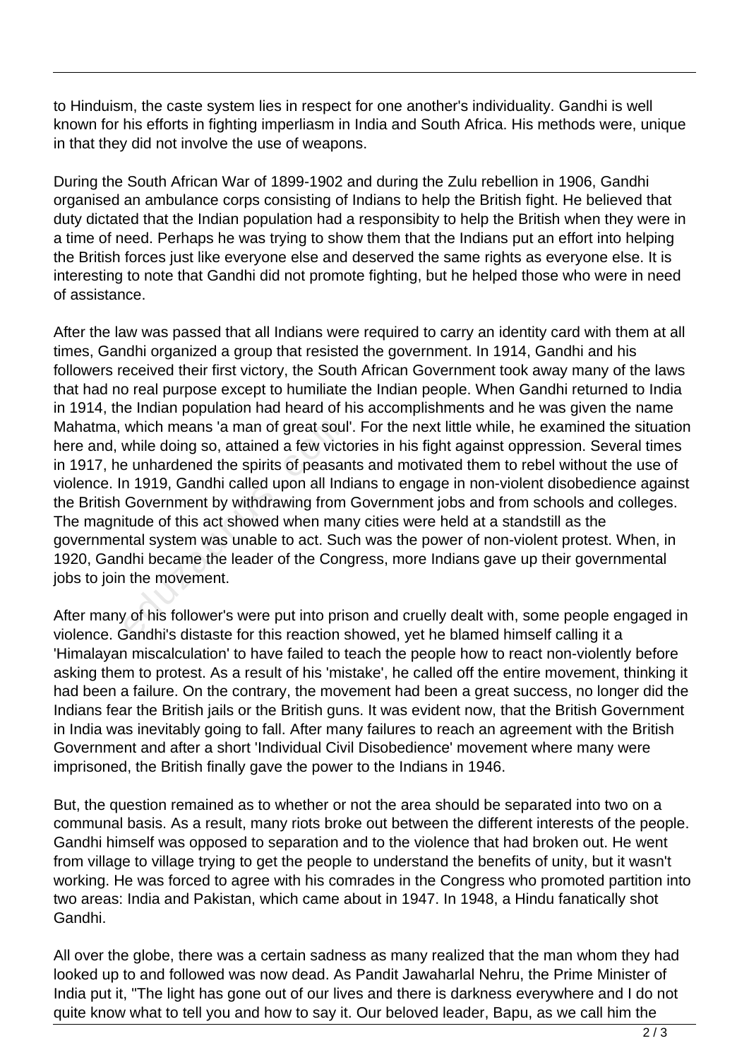to Hinduism, the caste system lies in respect for one another's individuality. Gandhi is well known for his efforts in fighting imperliasm in India and South Africa. His methods were, unique in that they did not involve the use of weapons.

During the South African War of 1899-1902 and during the Zulu rebellion in 1906, Gandhi organised an ambulance corps consisting of Indians to help the British fight. He believed that duty dictated that the Indian population had a responsibity to help the British when they were in a time of need. Perhaps he was trying to show them that the Indians put an effort into helping the British forces just like everyone else and deserved the same rights as everyone else. It is interesting to note that Gandhi did not promote fighting, but he helped those who were in need of assistance.

After the law was passed that all Indians were required to carry an identity card with them at all times, Gandhi organized a group that resisted the government. In 1914, Gandhi and his followers received their first victory, the South African Government took away many of the laws that had no real purpose except to humiliate the Indian people. When Gandhi returned to India in 1914, the Indian population had heard of his accomplishments and he was given the name Mahatma, which means 'a man of great soul'. For the next little while, he examined the situation here and, while doing so, attained a few victories in his fight against oppression. Several times in 1917, he unhardened the spirits of peasants and motivated them to rebel without the use of violence. In 1919, Gandhi called upon all Indians to engage in non-violent disobedience against the British Government by withdrawing from Government jobs and from schools and colleges. The magnitude of this act showed when many cities were held at a standstill as the governmental system was unable to act. Such was the power of non-violent protest. When, in 1920, Gandhi became the leader of the Congress, more Indians gave up their governmental jobs to join the movement.

After many of his follower's were put into prison and cruelly dealt with, some people engaged in violence. Gandhi's distaste for this reaction showed, yet he blamed himself calling it a 'Himalayan miscalculation' to have failed to teach the people how to react non-violently before asking them to protest. As a result of his 'mistake', he called off the entire movement, thinking it had been a failure. On the contrary, the movement had been a great success, no longer did the Indians fear the British jails or the British guns. It was evident now, that the British Government in India was inevitably going to fall. After many failures to reach an agreement with the British Government and after a short 'Individual Civil Disobedience' movement where many were imprisoned, the British finally gave the power to the Indians in 1946.

But, the question remained as to whether or not the area should be separated into two on a communal basis. As a result, many riots broke out between the different interests of the people. Gandhi himself was opposed to separation and to the violence that had broken out. He went from village to village trying to get the people to understand the benefits of unity, but it wasn't working. He was forced to agree with his comrades in the Congress who promoted partition into two areas: India and Pakistan, which came about in 1947. In 1948, a Hindu fanatically shot Gandhi.

All over the globe, there was a certain sadness as many realized that the man whom they had looked up to and followed was now dead. As Pandit Jawaharlal Nehru, the Prime Minister of India put it, "The light has gone out of our lives and there is darkness everywhere and I do not quite know what to tell you and how to say it. Our beloved leader, Bapu, as we call him the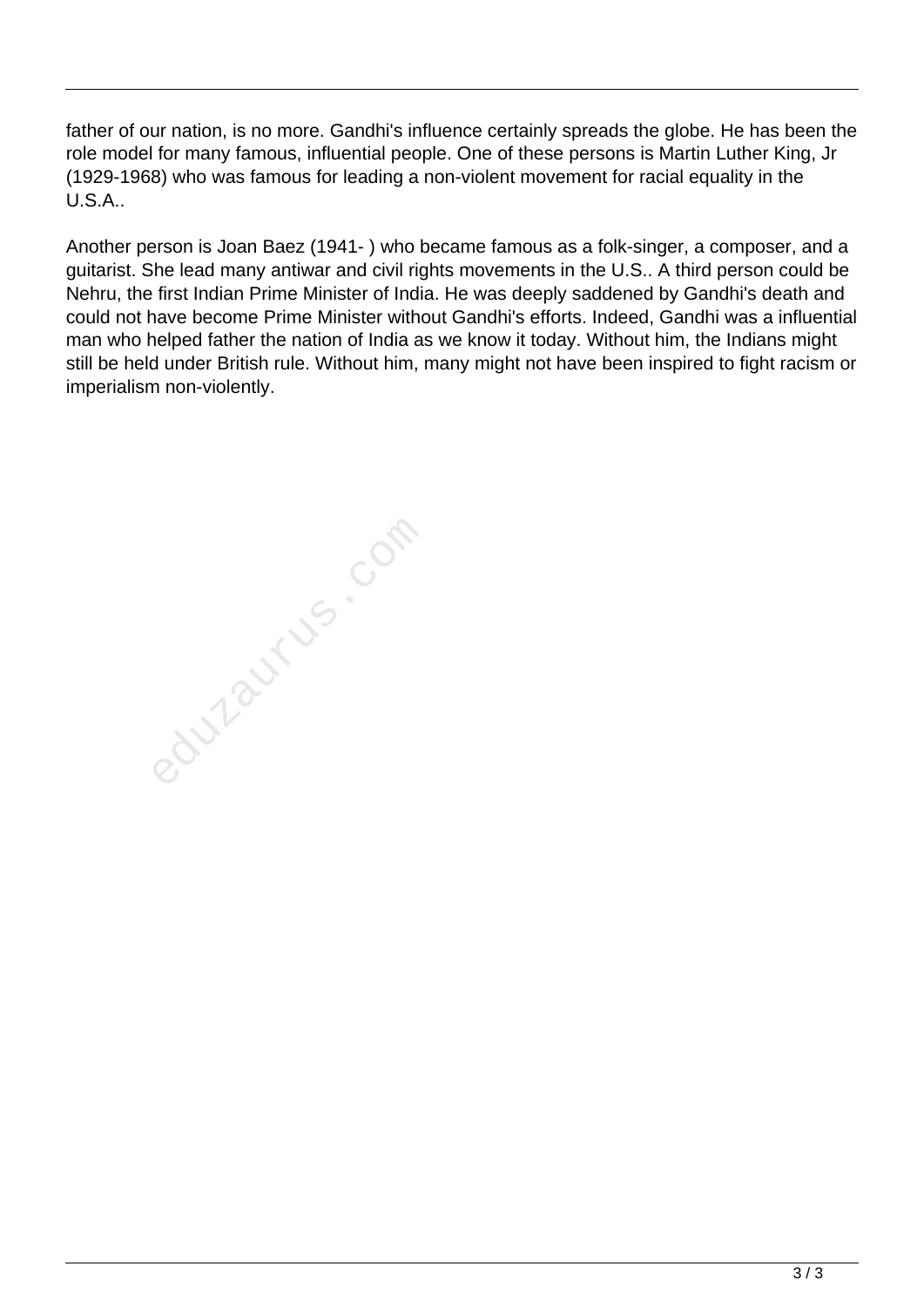father of our nation, is no more. Gandhi's influence certainly spreads the globe. He has been the role model for many famous, influential people. One of these persons is Martin Luther King, Jr (1929-1968) who was famous for leading a non-violent movement for racial equality in the U.S.A..

Another person is Joan Baez (1941- ) who became famous as a folk-singer, a composer, and a guitarist. She lead many antiwar and civil rights movements in the U.S.. A third person could be Nehru, the first Indian Prime Minister of India. He was deeply saddened by Gandhi's death and could not have become Prime Minister without Gandhi's efforts. Indeed, Gandhi was a influential man who helped father the nation of India as we know it today. Without him, the Indians might still be held under British rule. Without him, many might not have been inspired to fight racism or imperialism non-violently.